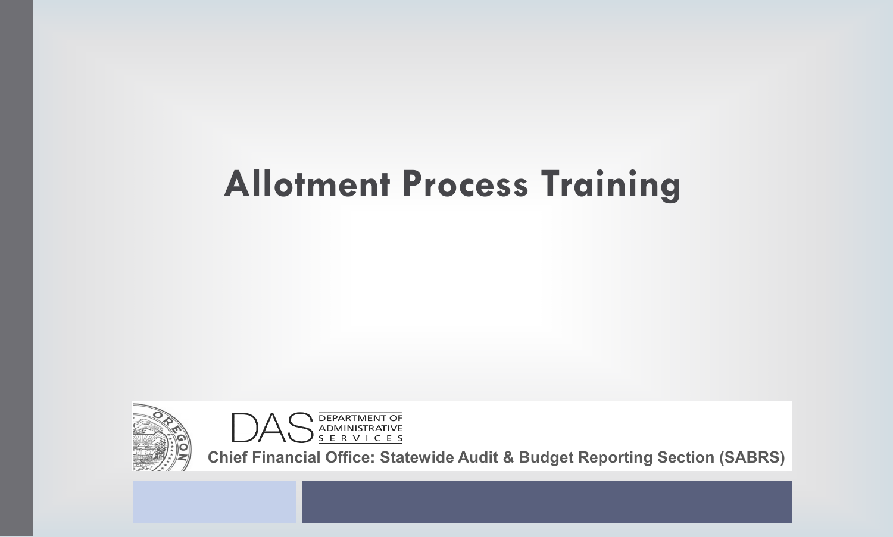# Allotment Process Training

DAS DEPARTMENT OF ADMINISTRATIVE SERVICES

**Chief Financial Office: Statewide Audit & Budget Reporting Section (SABRS)**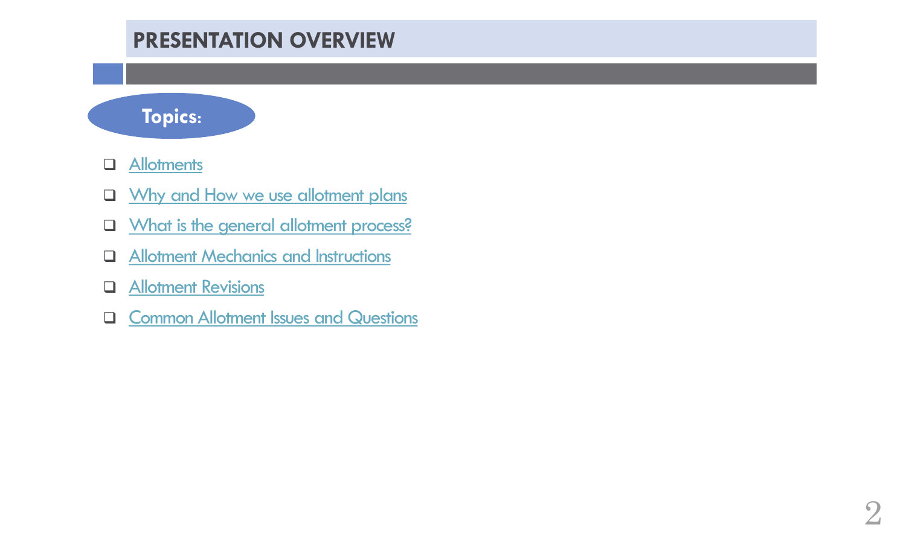# PRESENTATION OVERVIEW

**Topics:**

- Allotments
- Why and How we use allotment plans
- What is the general allotment process?
- Allotment Mechanics and Instructions
- Allotment Revisions
- Common Allotment Issues and Questions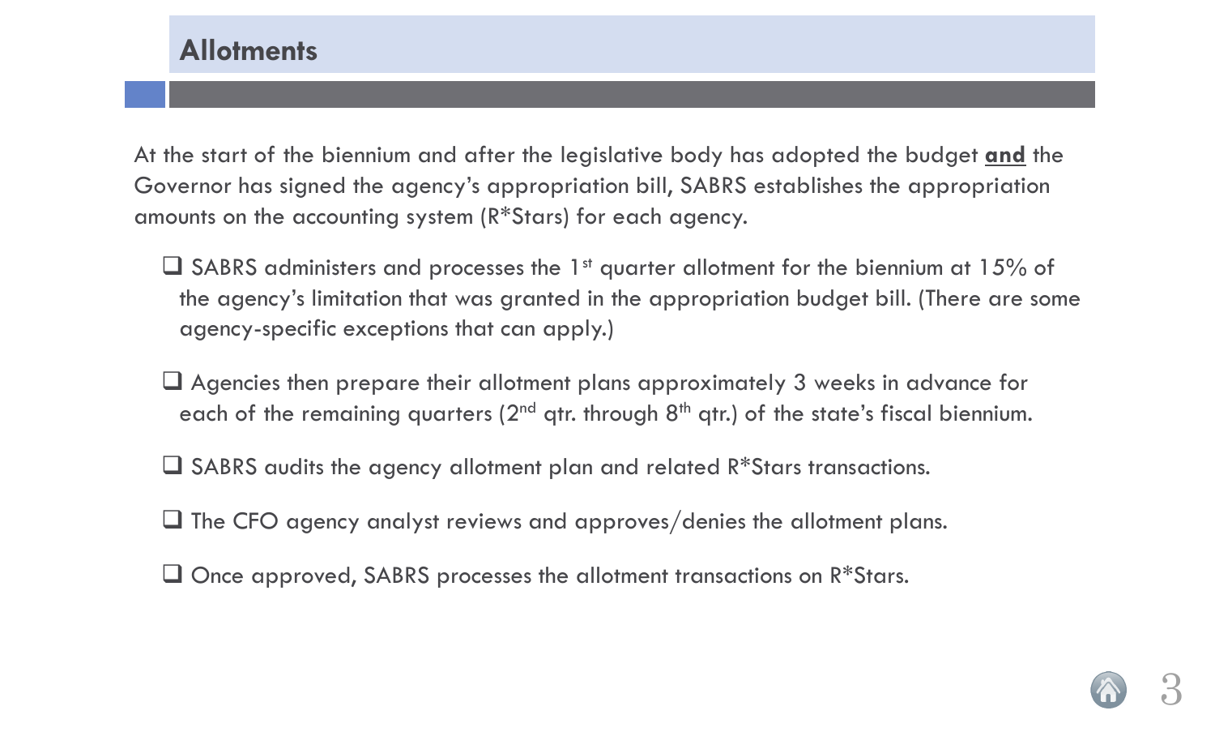## Allotments

At the start of the biennium and after the legislative body has adopted the budget **and** the Governor has signed the agency's appropriation bill, SABRS establishes the appropriation amounts on the accounting system (R*Stars) for each agency.

- SABRS administers and processes the 1st quarter allotment for the biennium at 15% of the agency's limitation that was granted in the appropriation budget bill. (There are some agency-specific exceptions that can apply.)
- Agencies then prepare their allotment plans approximately 3 weeks in advance for each of the remaining quarters (2nd qtr. through 8th qtr.) of the state's fiscal biennium.
- SABRS audits the agency allotment plan and related R*Stars transactions.
- The CFO agency analyst reviews and approves/denies the allotment plans.
- Once approved, SABRS processes the allotment transactions on R*Stars.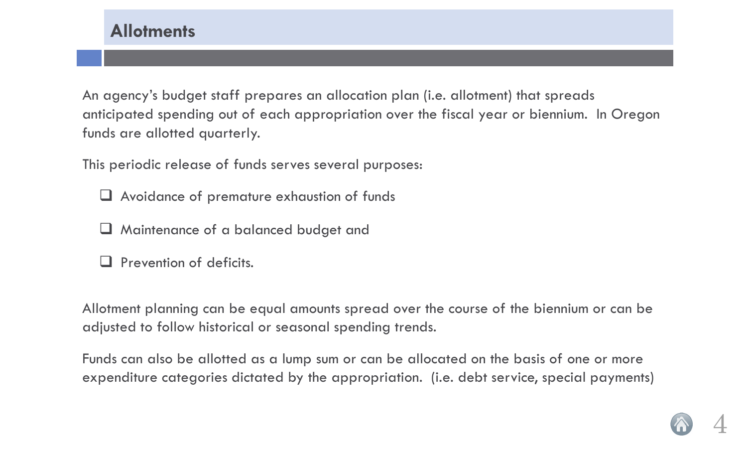## Allotments

An agency's budget staff prepares an allocation plan (i.e. allotment) that spreads anticipated spending out of each appropriation over the fiscal year or biennium. In Oregon funds are allotted quarterly.

This periodic release of funds serves several purposes:

- Avoidance of premature exhaustion of funds
- Maintenance of a balanced budget and
- Prevention of deficits.

Allotment planning can be equal amounts spread over the course of the biennium or can be adjusted to follow historical or seasonal spending trends.

Funds can also be allotted as a lump sum or can be allocated on the basis of one or more expenditure categories dictated by the appropriation. (i.e. debt service, special payments)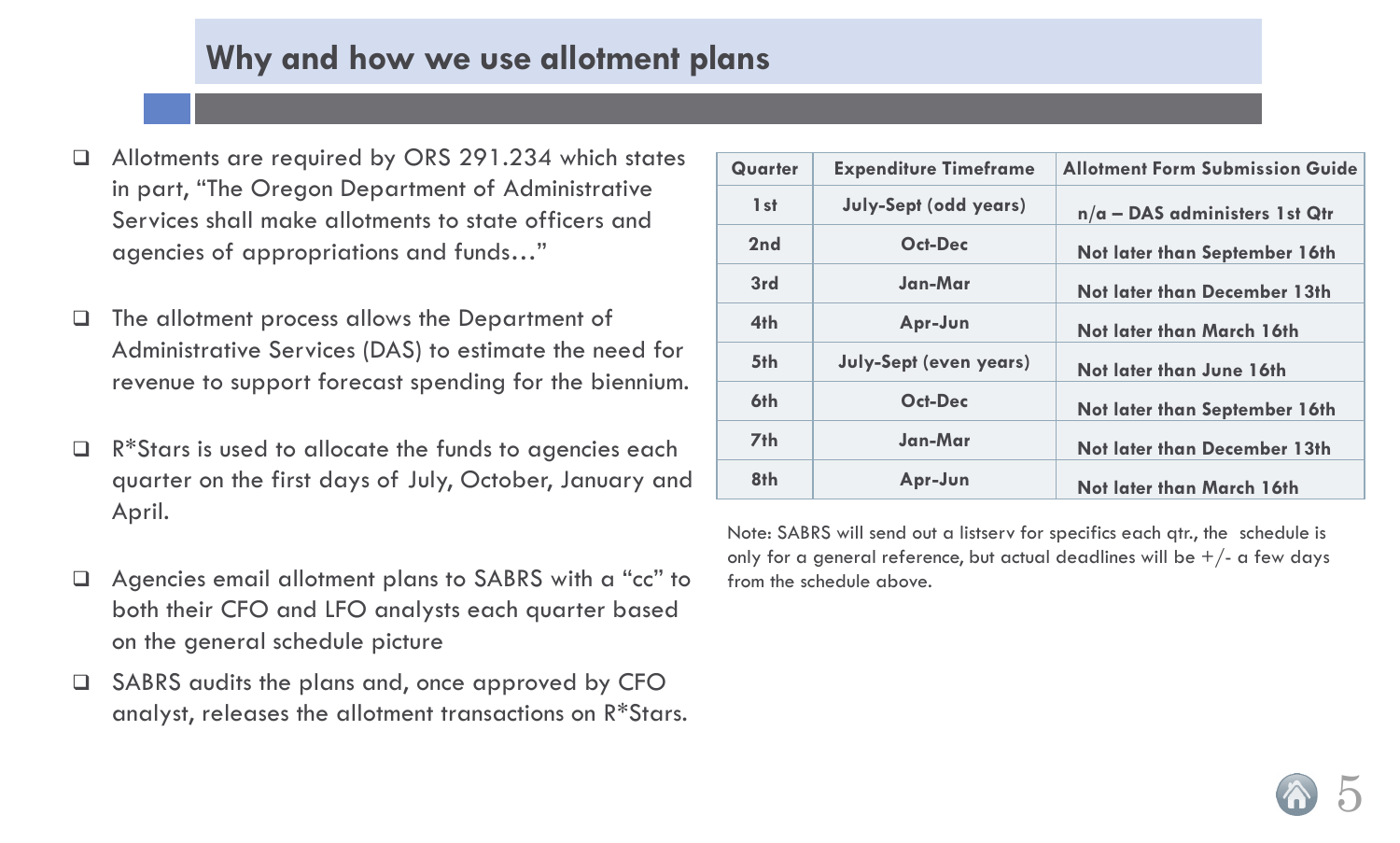# Why and how we use allotment plans

- Allotments are required by ORS 291.234 which states in part, "The Oregon Department of Administrative Services shall make allotments to state officers and agencies of appropriations and funds…"
- The allotment process allows the Department of Administrative Services (DAS) to estimate the need for revenue to support forecast spending for the biennium.
- R*Stars is used to allocate the funds to agencies each quarter on the first days of July, October, January and April.
- Agencies email allotment plans to SABRS with a "cc" to both their CFO and LFO analysts each quarter based on the general schedule picture
- SABRS audits the plans and, once approved by CFO analyst, releases the allotment transactions on R*Stars.

| Quarter | Expenditure Timeframe | Allotment Form Submission Guide |
|---|---|---|
| 1st | July-Sept (odd years) | n/a – DAS administers 1st Qtr |
| 2nd | Oct-Dec | Not later than September 16th |
| 3rd | Jan-Mar | Not later than December 13th |
| 4th | Apr-Jun | Not later than March 16th |
| 5th | July-Sept (even years) | Not later than June 16th |
| 6th | Oct-Dec | Not later than September 16th |
| 7th | Jan-Mar | Not later than December 13th |
| 8th | Apr-Jun | Not later than March 16th |

Note: SABRS will send out a listserv for specifics each qtr., the schedule is only for a general reference, but actual deadlines will be +/- a few days from the schedule above.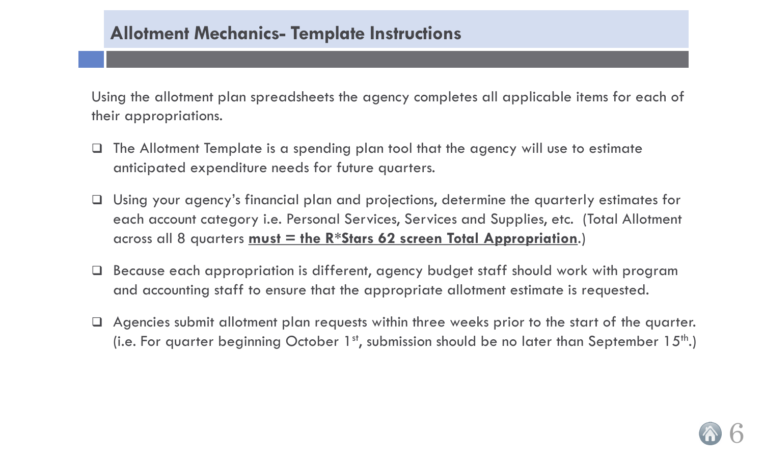## Allotment Mechanics- Template Instructions

Using the allotment plan spreadsheets the agency completes all applicable items for each of their appropriations.

- The Allotment Template is a spending plan tool that the agency will use to estimate anticipated expenditure needs for future quarters.
- Using your agency's financial plan and projections, determine the quarterly estimates for each account category i.e. Personal Services, Services and Supplies, etc. (Total Allotment across all 8 quarters **must = the R*Stars 62 screen Total Appropriation**.)
- Because each appropriation is different, agency budget staff should work with program and accounting staff to ensure that the appropriate allotment estimate is requested.
- Agencies submit allotment plan requests within three weeks prior to the start of the quarter. (i.e. For quarter beginning October 1st, submission should be no later than September 15th.)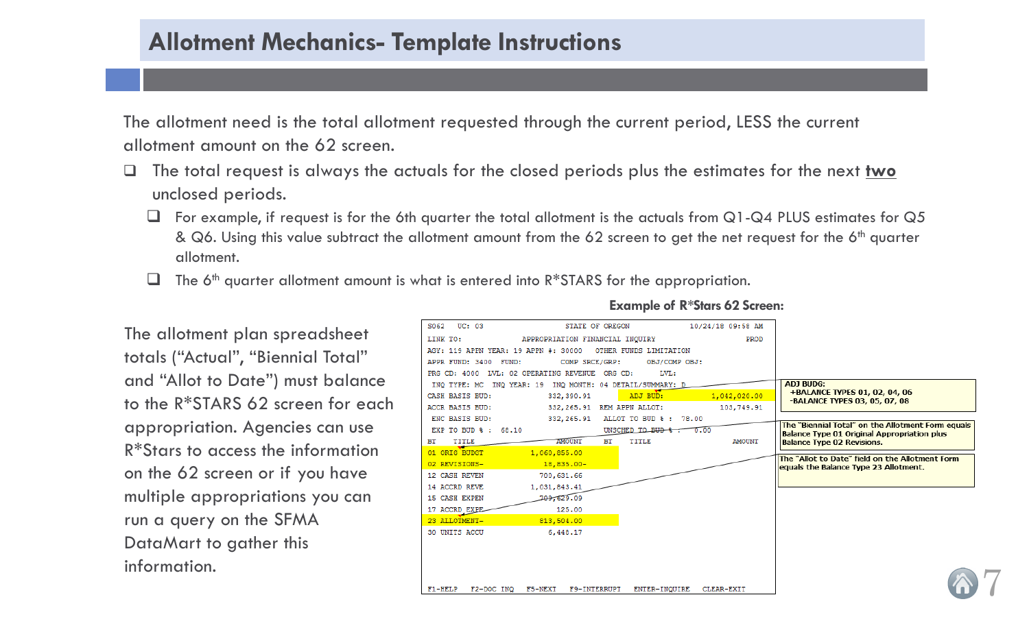# Allotment Mechanics- Template Instructions

The allotment need is the total allotment requested through the current period, LESS the current allotment amount on the 62 screen.

- The total request is always the actuals for the closed periods plus the estimates for the next **two** unclosed periods.
  - For example, if request is for the 6th quarter the total allotment is the actuals from Q1-Q4 PLUS estimates for Q5 & Q6. Using this value subtract the allotment amount from the 62 screen to get the net request for the 6th quarter allotment.
  - The 6th quarter allotment amount is what is entered into R*STARS for the appropriation.

The allotment plan spreadsheet totals ("Actual", "Biennial Total" and "Allot to Date") must balance to the R*STARS 62 screen for each appropriation. Agencies can use R*Stars to access the information on the 62 screen or if you have multiple appropriations you can run a query on the SFMA DataMart to gather this information.

**Example of R*Stars 62 Screen:**

```
S062   UC: 03                    STATE OF OREGON              10/24/18 09:58 AM
LINK TO:                  APPROPRIATION FINANCIAL INQUIRY                  PROD
AGY: 119 APPN YEAR: 19 APPN #: 30000   OTHER FUNDS LIMITATION
APPR FUND: 3400  FUND:           COMP SRCE/GRP:     OBJ/COMP OBJ:
PRG CD: 4000  LVL: 02 OPERATING REVENUE  ORG CD:       LVL:
 INQ TYPE: MC  INQ YEAR: 19  INQ MONTH: 04 DETAIL/SUMMARY: D
CASH BASIS BUD:          332,390.91      ADJ BUD:              1,042,020.00
ACCR BASIS BUD:          332,265.91   REM APPN ALLOT:            103,749.91
 ENC BASIS BUD:          332,265.91    ALLOT TO BUD % :  78.00
 EXP TO BUD % :  66.10                 UNSCHED TO BUD % :   0.00
BT   TITLE                    AMOUNT   BT   TITLE                     AMOUNT
01 ORIG BUDGT          1,060,855.00
02 REVISIONS-             18,835.00-
12 CASH REVEN            700,631.66
14 ACCRD REVE          1,031,843.41
15 CASH EXPEN            709,629.09
17 ACCRD EXPE                125.00
23 ALLOTMENT-            813,504.00
30 UNITS ACCU              6,448.17

F1-HELP   F2-DOC INQ   F5-NEXT   F9-INTERRUPT   ENTER-INQUIRE   CLEAR-EXIT
```

**ADJ BUDG:**
**+BALANCE TYPES 01, 02, 04, 06**
**-BALANCE TYPES 03, 05, 07, 08**

**The "Biennial Total" on the Allotment Form equals Balance Type 01 Original Appropriation plus Balance Type 02 Revisions.**

**The "Allot to Date" field on the Allotment Form equals the Balance Type 23 Allotment.**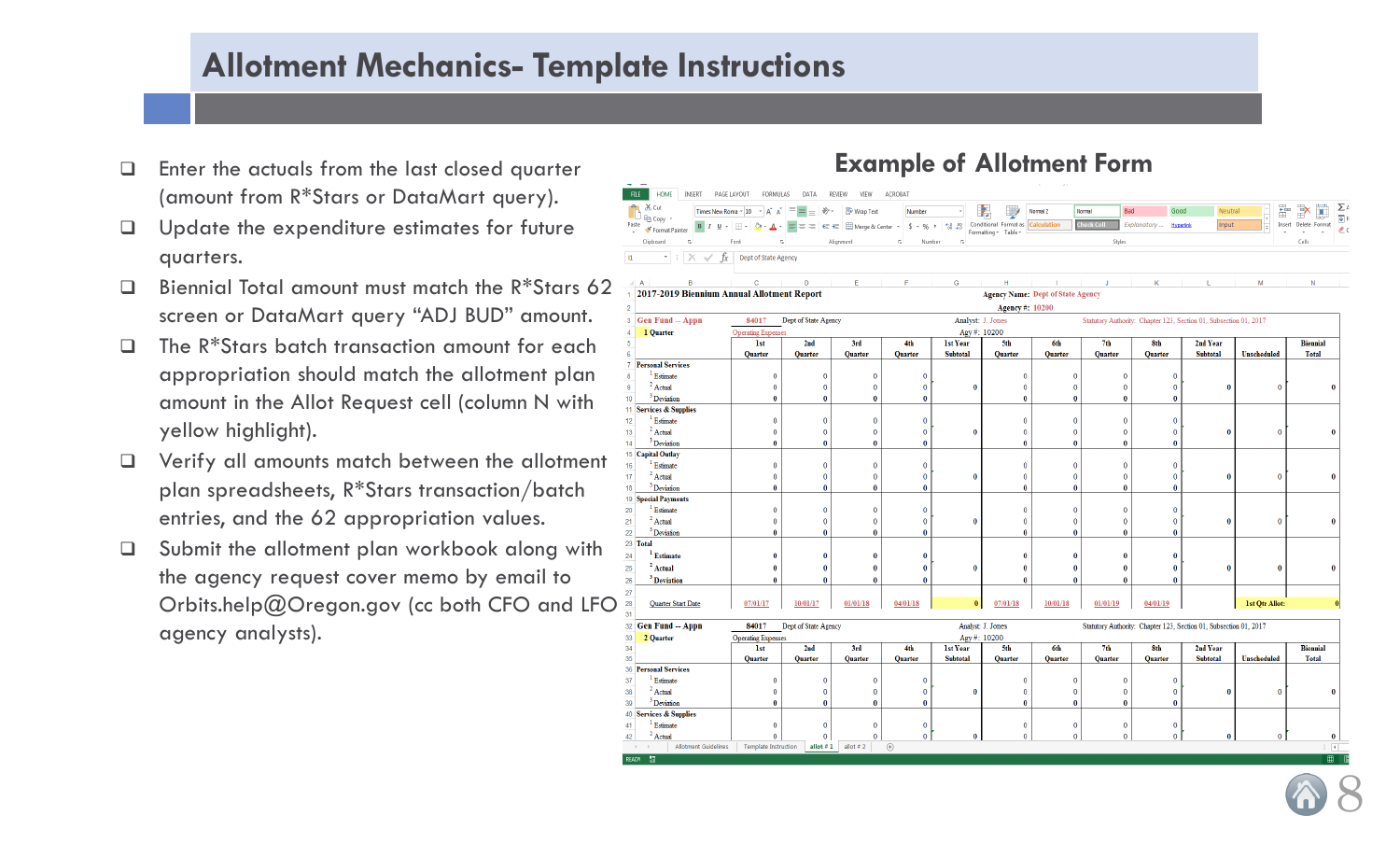# Allotment Mechanics- Template Instructions

- Enter the actuals from the last closed quarter (amount from R*Stars or DataMart query).
- Update the expenditure estimates for future quarters.
- Biennial Total amount must match the R*Stars 62 screen or DataMart query "ADJ BUD" amount.
- The R*Stars batch transaction amount for each appropriation should match the allotment plan amount in the Allot Request cell (column N with yellow highlight).
- Verify all amounts match between the allotment plan spreadsheets, R*Stars transaction/batch entries, and the 62 appropriation values.
- Submit the allotment plan workbook along with the agency request cover memo by email to Orbits.help@Oregon.gov (cc both CFO and LFO agency analysts).

## Example of Allotment Form

**2017-2019 Biennium Annual Allotment Report**

Agency Name: Dept of State Agency
Agency #: 10200

Gen Fund -- Appn | 84017 | Dept of State Agency | Analyst: J. Jones | Agy #: 10200 | Statutory Authority: Chapter 123, Section 01, Subsection 01, 2017

1 Quarter | Operating Expenses

| | 1st Quarter | 2nd Quarter | 3rd Quarter | 4th Quarter | 1st Year Subtotal | 5th Quarter | 6th Quarter | 7th Quarter | 8th Quarter | 2nd Year Subtotal | Unscheduled | Biennial Total |
|---|---|---|---|---|---|---|---|---|---|---|---|---|
| **Personal Services** | | | | | | | | | | | | |
| 1 Estimate | 0 | 0 | 0 | 0 | | 0 | 0 | 0 | 0 | | | |
| 2 Actual | 0 | 0 | 0 | 0 | 0 | 0 | 0 | 0 | 0 | 0 | 0 | 0 |
| 3 Deviation | 0 | 0 | 0 | 0 | | 0 | 0 | 0 | 0 | | | |
| **Services & Supplies** | | | | | | | | | | | | |
| 1 Estimate | 0 | 0 | 0 | 0 | | 0 | 0 | 0 | 0 | | | |
| 2 Actual | 0 | 0 | 0 | 0 | 0 | 0 | 0 | 0 | 0 | 0 | 0 | 0 |
| 3 Deviation | 0 | 0 | 0 | 0 | | 0 | 0 | 0 | 0 | | | |
| **Capital Outlay** | | | | | | | | | | | | |
| 1 Estimate | 0 | 0 | 0 | 0 | | 0 | 0 | 0 | 0 | | | |
| 2 Actual | 0 | 0 | 0 | 0 | 0 | 0 | 0 | 0 | 0 | 0 | 0 | 0 |
| 3 Deviation | 0 | 0 | 0 | 0 | | 0 | 0 | 0 | 0 | | | |
| **Special Payments** | | | | | | | | | | | | |
| 1 Estimate | 0 | 0 | 0 | 0 | | 0 | 0 | 0 | 0 | | | |
| 2 Actual | 0 | 0 | 0 | 0 | 0 | 0 | 0 | 0 | 0 | 0 | 0 | 0 |
| 3 Deviation | 0 | 0 | 0 | 0 | | 0 | 0 | 0 | 0 | | | |
| **Total** | | | | | | | | | | | | |
| 1 Estimate | 0 | 0 | 0 | 0 | | 0 | 0 | 0 | 0 | | | |
| 2 Actual | 0 | 0 | 0 | 0 | 0 | 0 | 0 | 0 | 0 | 0 | 0 | 0 |
| 3 Deviation | 0 | 0 | 0 | 0 | | 0 | 0 | 0 | 0 | | | |
| Quarter Start Date | 07/01/17 | 10/01/17 | 01/01/18 | 04/01/18 | 0 | 07/01/18 | 10/01/18 | 01/01/19 | 04/01/19 | | 1st Qtr Allot: | 0 |

Gen Fund -- Appn | 84017 | Dept of State Agency | Analyst: J. Jones | Agy #: 10200 | Statutory Authority: Chapter 123, Section 01, Subsection 01, 2017

2 Quarter | Operating Expenses

| | 1st Quarter | 2nd Quarter | 3rd Quarter | 4th Quarter | 1st Year Subtotal | 5th Quarter | 6th Quarter | 7th Quarter | 8th Quarter | 2nd Year Subtotal | Unscheduled | Biennial Total |
|---|---|---|---|---|---|---|---|---|---|---|---|---|
| **Personal Services** | | | | | | | | | | | | |
| 1 Estimate | 0 | 0 | 0 | 0 | | 0 | 0 | 0 | 0 | | | |
| 2 Actual | 0 | 0 | 0 | 0 | 0 | 0 | 0 | 0 | 0 | 0 | 0 | 0 |
| 3 Deviation | 0 | 0 | 0 | 0 | | 0 | 0 | 0 | 0 | | | |
| **Services & Supplies** | | | | | | | | | | | | |
| 1 Estimate | 0 | 0 | 0 | 0 | | 0 | 0 | 0 | 0 | | | |
| 2 Actual | 0 | 0 | 0 | 0 | 0 | 0 | 0 | 0 | 0 | 0 | 0 | 0 |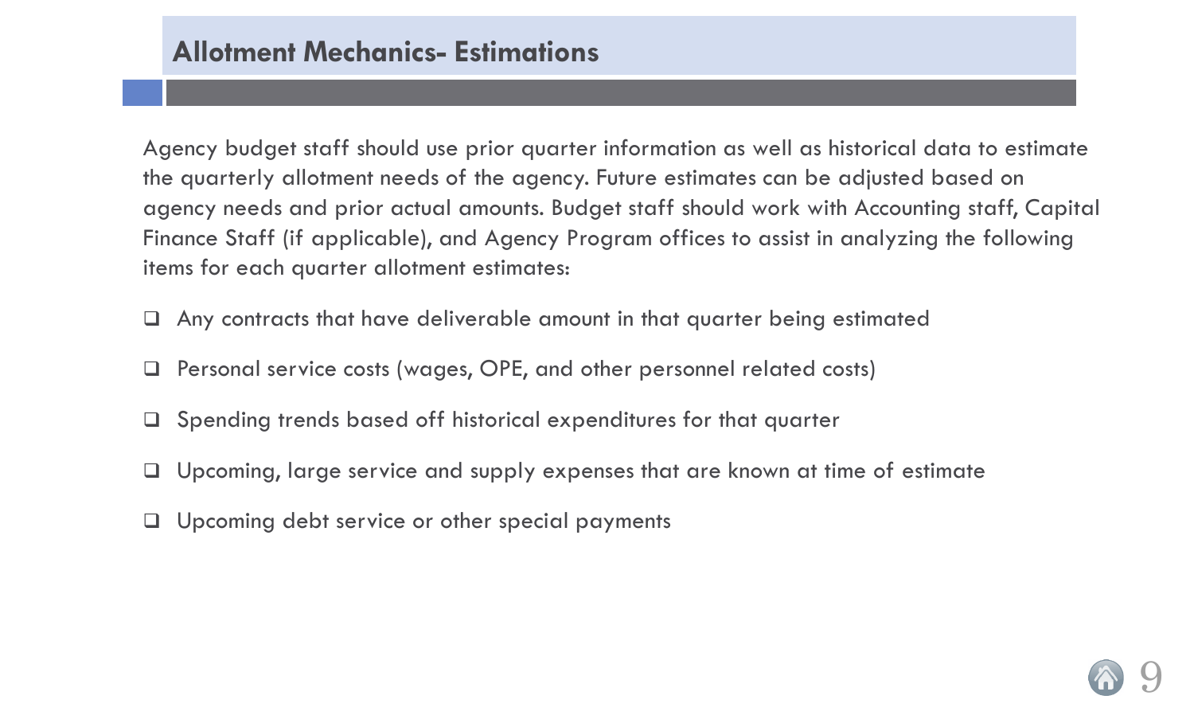## Allotment Mechanics- Estimations

Agency budget staff should use prior quarter information as well as historical data to estimate the quarterly allotment needs of the agency. Future estimates can be adjusted based on agency needs and prior actual amounts. Budget staff should work with Accounting staff, Capital Finance Staff (if applicable), and Agency Program offices to assist in analyzing the following items for each quarter allotment estimates:

- Any contracts that have deliverable amount in that quarter being estimated
- Personal service costs (wages, OPE, and other personnel related costs)
- Spending trends based off historical expenditures for that quarter
- Upcoming, large service and supply expenses that are known at time of estimate
- Upcoming debt service or other special payments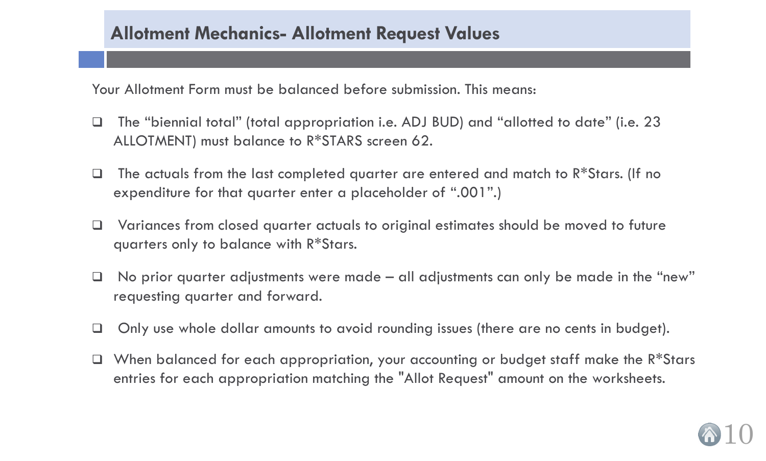## Allotment Mechanics- Allotment Request Values

Your Allotment Form must be balanced before submission. This means:

- The "biennial total" (total appropriation i.e. ADJ BUD) and "allotted to date" (i.e. 23 ALLOTMENT) must balance to R*STARS screen 62.
- The actuals from the last completed quarter are entered and match to R*Stars. (If no expenditure for that quarter enter a placeholder of ".001".)
- Variances from closed quarter actuals to original estimates should be moved to future quarters only to balance with R*Stars.
- No prior quarter adjustments were made – all adjustments can only be made in the "new" requesting quarter and forward.
- Only use whole dollar amounts to avoid rounding issues (there are no cents in budget).
- When balanced for each appropriation, your accounting or budget staff make the R*Stars entries for each appropriation matching the "Allot Request" amount on the worksheets.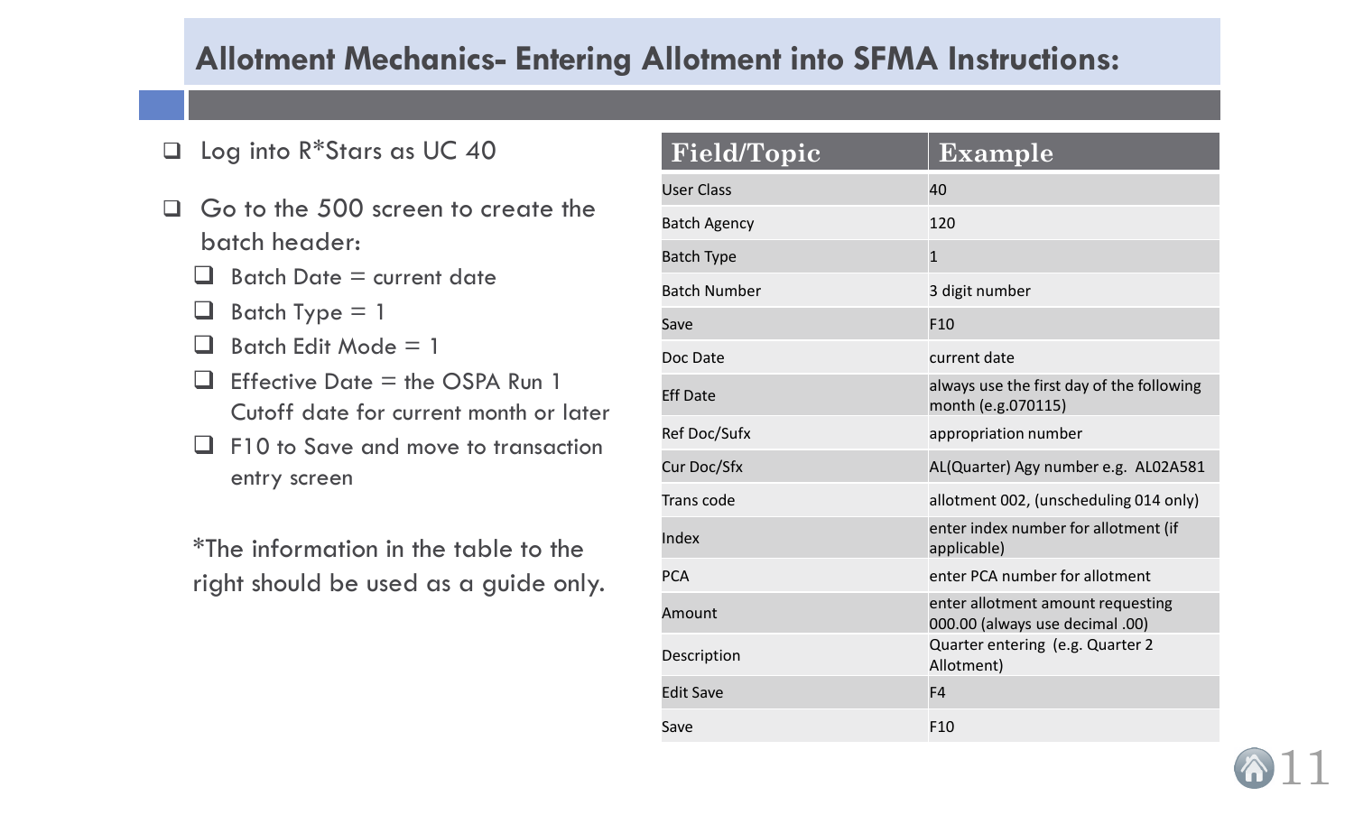## Allotment Mechanics- Entering Allotment into SFMA Instructions:

- Log into R*Stars as UC 40
- Go to the 500 screen to create the batch header:
  - Batch Date = current date
  - Batch Type = 1
  - Batch Edit Mode = 1
  - Effective Date = the OSPA Run 1 Cutoff date for current month or later
  - F10 to Save and move to transaction entry screen

*The information in the table to the right should be used as a guide only.

| Field/Topic | Example |
|---|---|
| User Class | 40 |
| Batch Agency | 120 |
| Batch Type | 1 |
| Batch Number | 3 digit number |
| Save | F10 |
| Doc Date | current date |
| Eff Date | always use the first day of the following month (e.g.070115) |
| Ref Doc/Sufx | appropriation number |
| Cur Doc/Sfx | AL(Quarter) Agy number e.g. AL02A581 |
| Trans code | allotment 002, (unscheduling 014 only) |
| Index | enter index number for allotment (if applicable) |
| PCA | enter PCA number for allotment |
| Amount | enter allotment amount requesting 000.00 (always use decimal .00) |
| Description | Quarter entering (e.g. Quarter 2 Allotment) |
| Edit Save | F4 |
| Save | F10 |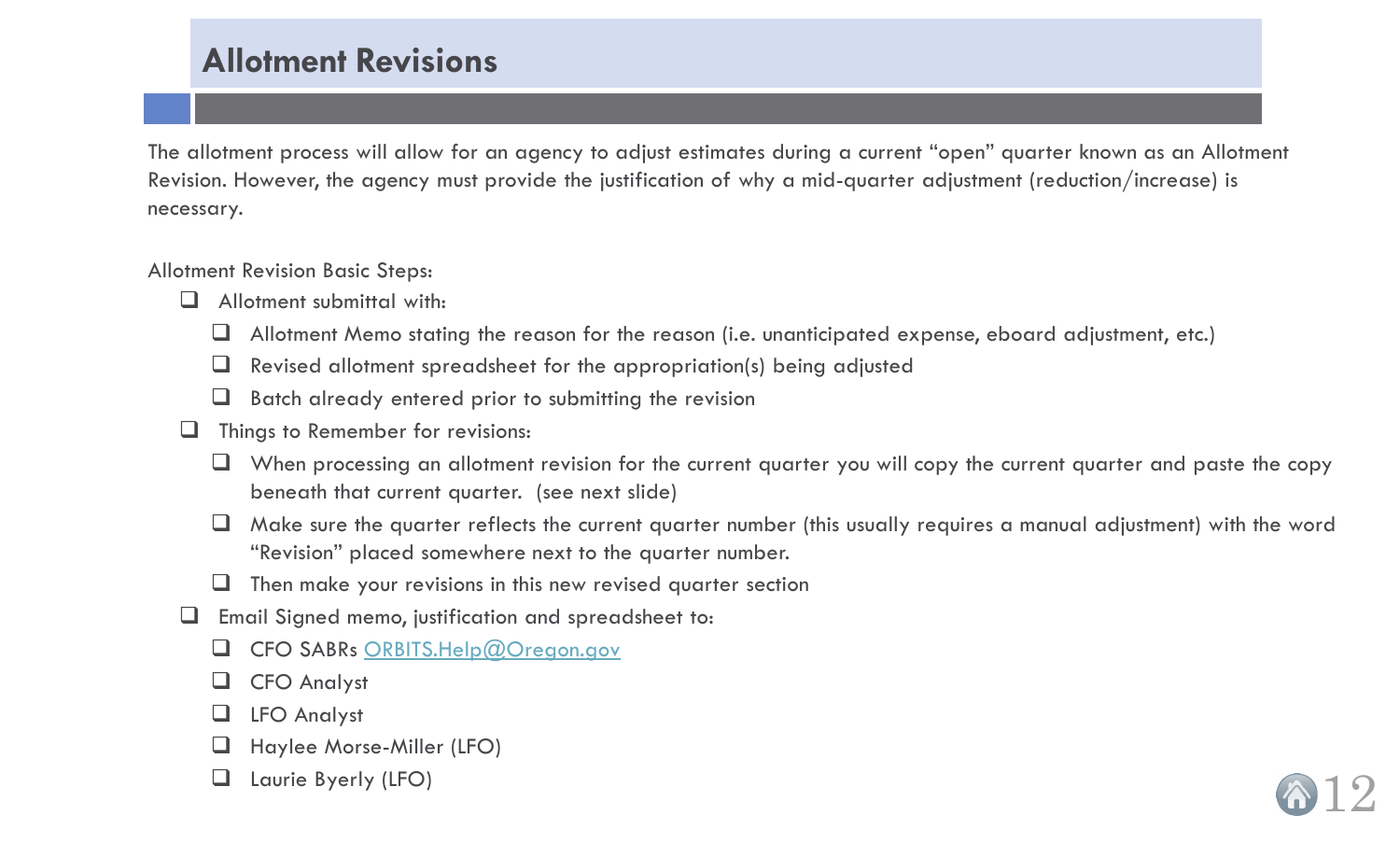## Allotment Revisions

The allotment process will allow for an agency to adjust estimates during a current "open" quarter known as an Allotment Revision. However, the agency must provide the justification of why a mid-quarter adjustment (reduction/increase) is necessary.

Allotment Revision Basic Steps:

- Allotment submittal with:
  - Allotment Memo stating the reason for the reason (i.e. unanticipated expense, eboard adjustment, etc.)
  - Revised allotment spreadsheet for the appropriation(s) being adjusted
  - Batch already entered prior to submitting the revision
- Things to Remember for revisions:
  - When processing an allotment revision for the current quarter you will copy the current quarter and paste the copy beneath that current quarter. (see next slide)
  - Make sure the quarter reflects the current quarter number (this usually requires a manual adjustment) with the word "Revision" placed somewhere next to the quarter number.
  - Then make your revisions in this new revised quarter section
- Email Signed memo, justification and spreadsheet to:
  - CFO SABRs ORBITS.Help@Oregon.gov
  - CFO Analyst
  - LFO Analyst
  - Haylee Morse-Miller (LFO)
  - Laurie Byerly (LFO)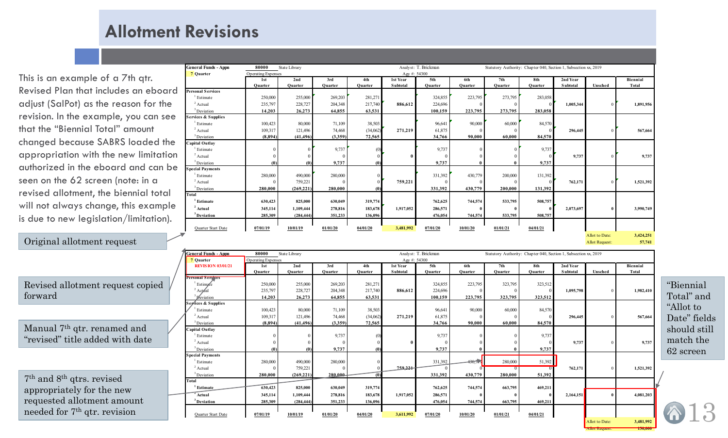# Allotment Revisions

This is an example of a 7th qtr. Revised Plan that includes an eboard adjust (SalPot) as the reason for the revision. In the example, you can see that the "Biennial Total" amount changed because SABRS loaded the appropriation with the new limitation authorized in the eboard and can be seen on the 62 screen (note: in a revised allotment, the biennial total will not always change, this example is due to new legislation/limitation).

Original allotment request

| General Funds - Appn | 80000 | State Library | | | Analyst: T. Brickman | | Statutory Authority: Chapter 040, Section 1, Subsection xx, 2019 | | | | | |
|---|---|---|---|---|---|---|---|---|---|---|---|---|
| 7 Quarter | Operating Expenses | | | | Agy #: 54300 | | | | | | | |
| | 1st Quarter | 2nd Quarter | 3rd Quarter | 4th Quarter | 1st Year Subtotal | 5th Quarter | 6th Quarter | 7th Quarter | 8th Quarter | 2nd Year Subtotal | Unsched | Biennial Total |
| **Personal Services** | | | | | | | | | | | | |
| 1 Estimate | 250,000 | 255,000 | 269,203 | 281,271 | | 324,855 | 223,795 | 273,795 | 283,058 | | | |
| 2 Actual | 235,797 | 228,727 | 204,348 | 217,740 | 886,612 | 224,696 | 0 | 0 | 0 | 1,005,344 | 0 | 1,891,956 |
| 3 Deviation | 14,203 | 26,273 | 64,855 | 63,531 | | 100,159 | 223,795 | 273,795 | 283,058 | | | |
| **Services & Supplies** | | | | | | | | | | | | |
| 1 Estimate | 100,423 | 80,000 | 71,109 | 38,503 | | 96,641 | 90,000 | 60,000 | 84,570 | | | |
| 2 Actual | 109,317 | 121,496 | 74,468 | (34,062) | 271,219 | 61,875 | 0 | 0 | 0 | 296,445 | 0 | 567,664 |
| 3 Deviation | (8,894) | (41,496) | (3,359) | 72,565 | | 34,766 | 90,000 | 60,000 | 84,570 | | | |
| **Capital Outlay** | | | | | | | | | | | | |
| 1 Estimate | 0 | 0 | 9,737 | (0) | | 9,737 | 0 | 0 | 9,737 | | | |
| 2 Actual | 0 | 0 | 0 | 0 | 0 | 0 | 0 | 0 | 0 | 9,737 | 0 | 9,737 |
| 3 Deviation | (0) | (0) | 9,737 | (0) | | 9,737 | 0 | 0 | 9,737 | | | |
| **Special Payments** | | | | | | | | | | | | |
| 1 Estimate | 280,000 | 490,000 | 280,000 | 0 | | 331,392 | 430,779 | 200,000 | 131,392 | | | |
| 2 Actual | 0 | 759,221 | 0 | 0 | 759,221 | 0 | 0 | 0 | 0 | 762,171 | 0 | 1,521,392 |
| 3 Deviation | 280,000 | (269,221) | 280,000 | (0) | | 331,392 | 430,779 | 200,000 | 131,392 | | | |
| **Total** | | | | | | | | | | | | |
| 1 Estimate | 630,423 | 825,000 | 630,049 | 319,774 | | 762,625 | 744,574 | 533,795 | 508,757 | | | |
| 2 Actual | 345,114 | 1,109,444 | 278,816 | 183,678 | 1,917,052 | 286,571 | 0 | 0 | 0 | 2,073,697 | 0 | 3,990,749 |
| 3 Deviation | 285,309 | (284,444) | 351,233 | 136,096 | | 476,054 | 744,574 | 533,795 | 508,757 | | | |
| Quarter Start Date | 07/01/19 | 10/01/19 | 01/01/20 | 04/01/20 | 3,481,992 | 07/01/20 | 10/01/20 | 01/01/21 | 04/01/21 | | | |
| | | | | | | | | | | | Allot to Date: | 3,424,251 |
| | | | | | | | | | | | Allot Request: | 57,741 |

Revised allotment request copied forward

Manual 7th qtr. renamed and "revised" title added with date

7th and 8th qtrs. revised appropriately for the new requested allotment amount needed for 7th qtr. revision

| General Funds - Appn | 80000 | State Library | | | Analyst: T. Brickman | | Statutory Authority: Chapter 040, Section 1, Subsection xx, 2019 | | | | | |
|---|---|---|---|---|---|---|---|---|---|---|---|---|
| 7 Quarter REVISION 03/01/21 | Operating Expenses | | | | Agy #: 54300 | | | | | | | |
| | 1st Quarter | 2nd Quarter | 3rd Quarter | 4th Quarter | 1st Year Subtotal | 5th Quarter | 6th Quarter | 7th Quarter | 8th Quarter | 2nd Year Subtotal | Unsched | Biennial Total |
| **Personal Services** | | | | | | | | | | | | |
| 1 Estimate | 250,000 | 255,000 | 269,203 | 281,271 | | 324,855 | 223,795 | 323,795 | 323,512 | | | |
| 2 Actual | 235,797 | 228,727 | 204,348 | 217,740 | 886,612 | 224,696 | 0 | 0 | 0 | 1,095,798 | 0 | 1,982,410 |
| 3 Deviation | 14,203 | 26,273 | 64,855 | 63,531 | | 100,159 | 223,795 | 323,795 | 323,512 | | | |
| **Services & Supplies** | | | | | | | | | | | | |
| 1 Estimate | 100,423 | 80,000 | 71,109 | 38,503 | | 96,641 | 90,000 | 60,000 | 84,570 | | | |
| 2 Actual | 109,317 | 121,496 | 74,468 | (34,062) | 271,219 | 61,875 | 0 | 0 | 0 | 296,445 | 0 | 567,664 |
| 3 Deviation | (8,894) | (41,496) | (3,359) | 72,565 | | 34,766 | 90,000 | 60,000 | 84,570 | | | |
| **Capital Outlay** | | | | | | | | | | | | |
| 1 Estimate | 0 | 0 | 9,737 | (0) | | 9,737 | 0 | 0 | 9,737 | | | |
| 2 Actual | 0 | 0 | 0 | 0 | 0 | 0 | 0 | 0 | 0 | 9,737 | 0 | 9,737 |
| 3 Deviation | (0) | (0) | 9,737 | (0) | | 9,737 | 0 | 0 | 9,737 | | | |
| **Special Payments** | | | | | | | | | | | | |
| 1 Estimate | 280,000 | 490,000 | 280,000 | 0 | | 331,392 | 430,779 | 280,000 | 51,392 | | | |
| 2 Actual | 0 | 759,221 | 0 | 0 | 759,221 | 0 | 0 | 0 | 0 | 762,171 | 0 | 1,521,392 |
| 3 Deviation | 280,000 | (269,221) | 280,000 | (0) | | 331,392 | 430,779 | 280,000 | 51,392 | | | |
| **Total** | | | | | | | | | | | | |
| 1 Estimate | 630,423 | 825,000 | 630,049 | 319,774 | | 762,625 | 744,574 | 663,795 | 469,211 | | | |
| 2 Actual | 345,114 | 1,109,444 | 278,816 | 183,678 | 1,917,052 | 286,571 | 0 | 0 | 0 | 2,164,151 | 0 | 4,081,203 |
| 3 Deviation | 285,309 | (284,444) | 351,233 | 136,096 | | 476,054 | 744,574 | 663,795 | 469,211 | | | |
| Quarter Start Date | 07/01/19 | 10/01/19 | 01/01/20 | 04/01/20 | 3,611,992 | 07/01/20 | 10/01/20 | 01/01/21 | 04/01/21 | | | |
| | | | | | | | | | | | Allot to Date: | 3,481,992 |
| | | | | | | | | | | | Allot Request: | 130,000 |

"Biennial Total" and "Allot to Date" fields should still match the 62 screen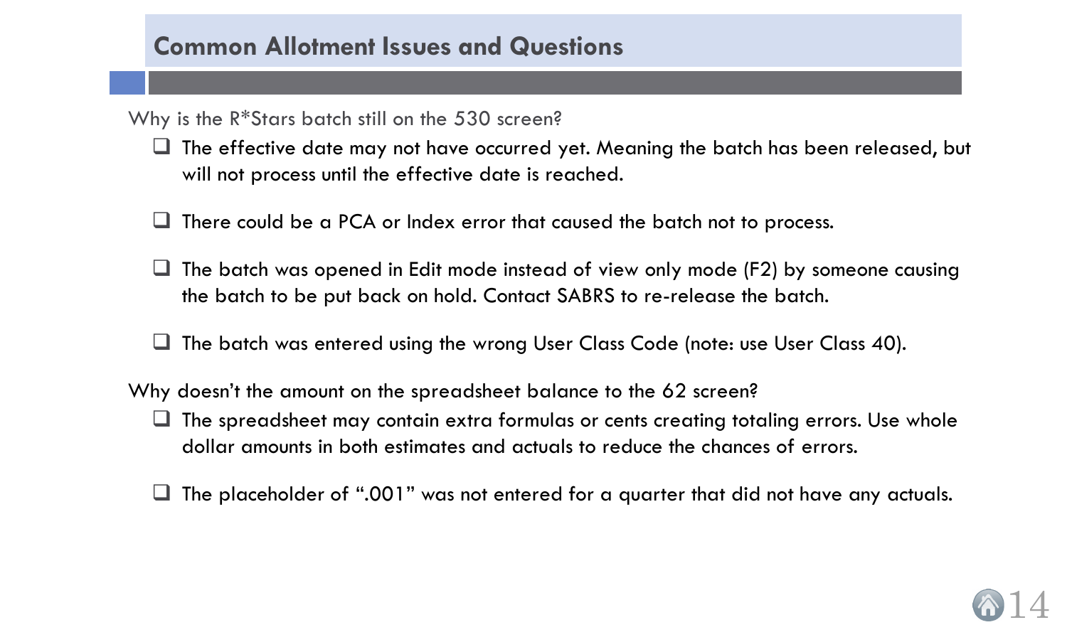## Common Allotment Issues and Questions

Why is the R*Stars batch still on the 530 screen?

- The effective date may not have occurred yet. Meaning the batch has been released, but will not process until the effective date is reached.
- There could be a PCA or Index error that caused the batch not to process.
- The batch was opened in Edit mode instead of view only mode (F2) by someone causing the batch to be put back on hold. Contact SABRS to re-release the batch.
- The batch was entered using the wrong User Class Code (note: use User Class 40).

Why doesn't the amount on the spreadsheet balance to the 62 screen?

- The spreadsheet may contain extra formulas or cents creating totaling errors. Use whole dollar amounts in both estimates and actuals to reduce the chances of errors.
- The placeholder of ".001" was not entered for a quarter that did not have any actuals.